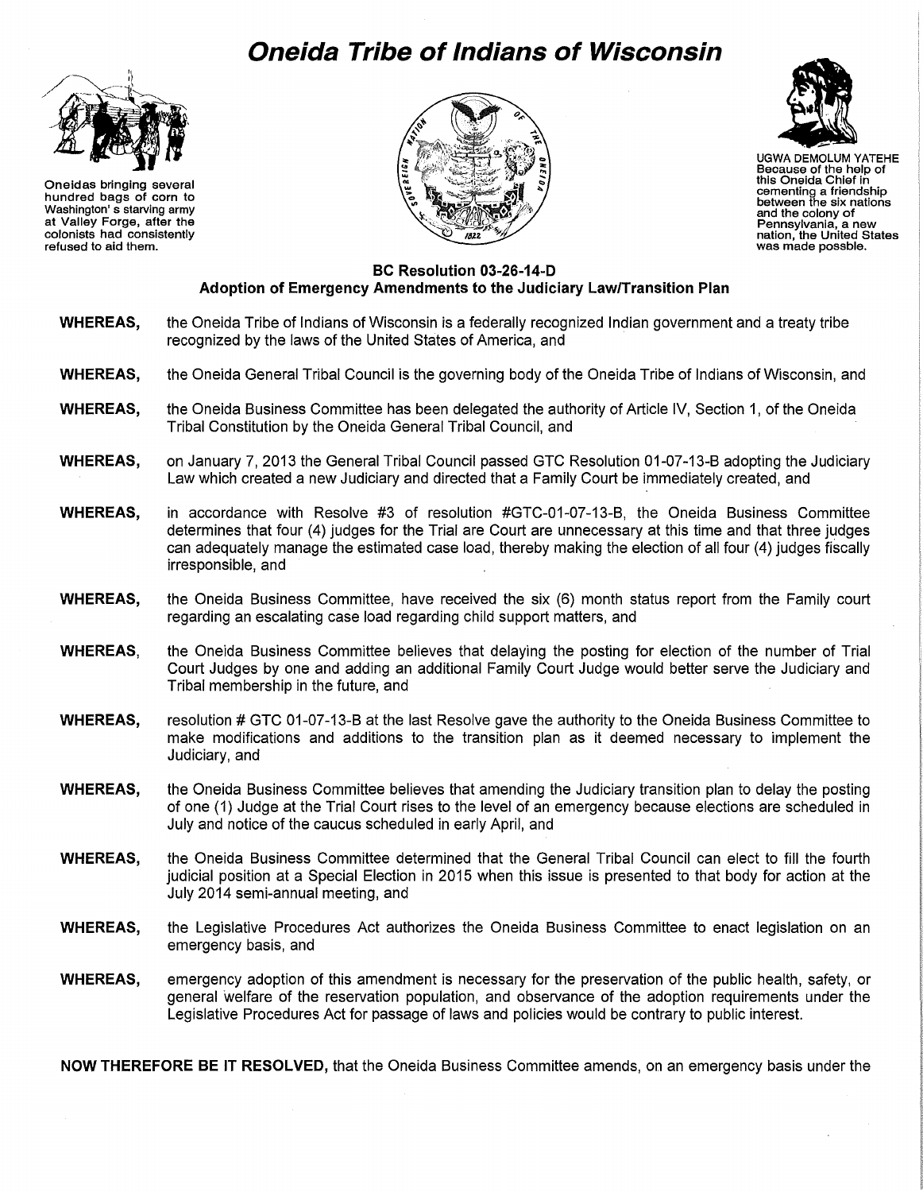# Oneida Tribe of Indians of Wisconsin

Oneidas bringing several hundred bags of corn to Washington's starving army at Valley Forge, after the colonists had consistently refused to aid them.

UGWA DEMOLUM YATEHE
Because of the help of this Oneida Chief in cementing a friendship between the six nations and the colony of Pennsylvania, a new nation, the United States was made possble.

**BC Resolution 03-26-14-D**
**Adoption of Emergency Amendments to the Judiciary Law/Transition Plan**

**WHEREAS,** the Oneida Tribe of Indians of Wisconsin is a federally recognized Indian government and a treaty tribe recognized by the laws of the United States of America, and

**WHEREAS,** the Oneida General Tribal Council is the governing body of the Oneida Tribe of Indians of Wisconsin, and

**WHEREAS,** the Oneida Business Committee has been delegated the authority of Article IV, Section 1, of the Oneida Tribal Constitution by the Oneida General Tribal Council, and

**WHEREAS,** on January 7, 2013 the General Tribal Council passed GTC Resolution 01-07-13-B adopting the Judiciary Law which created a new Judiciary and directed that a Family Court be immediately created, and

**WHEREAS,** in accordance with Resolve #3 of resolution #GTC-01-07-13-B, the Oneida Business Committee determines that four (4) judges for the Trial are Court are unnecessary at this time and that three judges can adequately manage the estimated case load, thereby making the election of all four (4) judges fiscally irresponsible, and

**WHEREAS,** the Oneida Business Committee, have received the six (6) month status report from the Family court regarding an escalating case load regarding child support matters, and

**WHEREAS,** the Oneida Business Committee believes that delaying the posting for election of the number of Trial Court Judges by one and adding an additional Family Court Judge would better serve the Judiciary and Tribal membership in the future, and

**WHEREAS,** resolution # GTC 01-07-13-B at the last Resolve gave the authority to the Oneida Business Committee to make modifications and additions to the transition plan as it deemed necessary to implement the Judiciary, and

**WHEREAS,** the Oneida Business Committee believes that amending the Judiciary transition plan to delay the posting of one (1) Judge at the Trial Court rises to the level of an emergency because elections are scheduled in July and notice of the caucus scheduled in early April, and

**WHEREAS,** the Oneida Business Committee determined that the General Tribal Council can elect to fill the fourth judicial position at a Special Election in 2015 when this issue is presented to that body for action at the July 2014 semi-annual meeting, and

**WHEREAS,** the Legislative Procedures Act authorizes the Oneida Business Committee to enact legislation on an emergency basis, and

**WHEREAS,** emergency adoption of this amendment is necessary for the preservation of the public health, safety, or general welfare of the reservation population, and observance of the adoption requirements under the Legislative Procedures Act for passage of laws and policies would be contrary to public interest.

**NOW THEREFORE BE IT RESOLVED,** that the Oneida Business Committee amends, on an emergency basis under the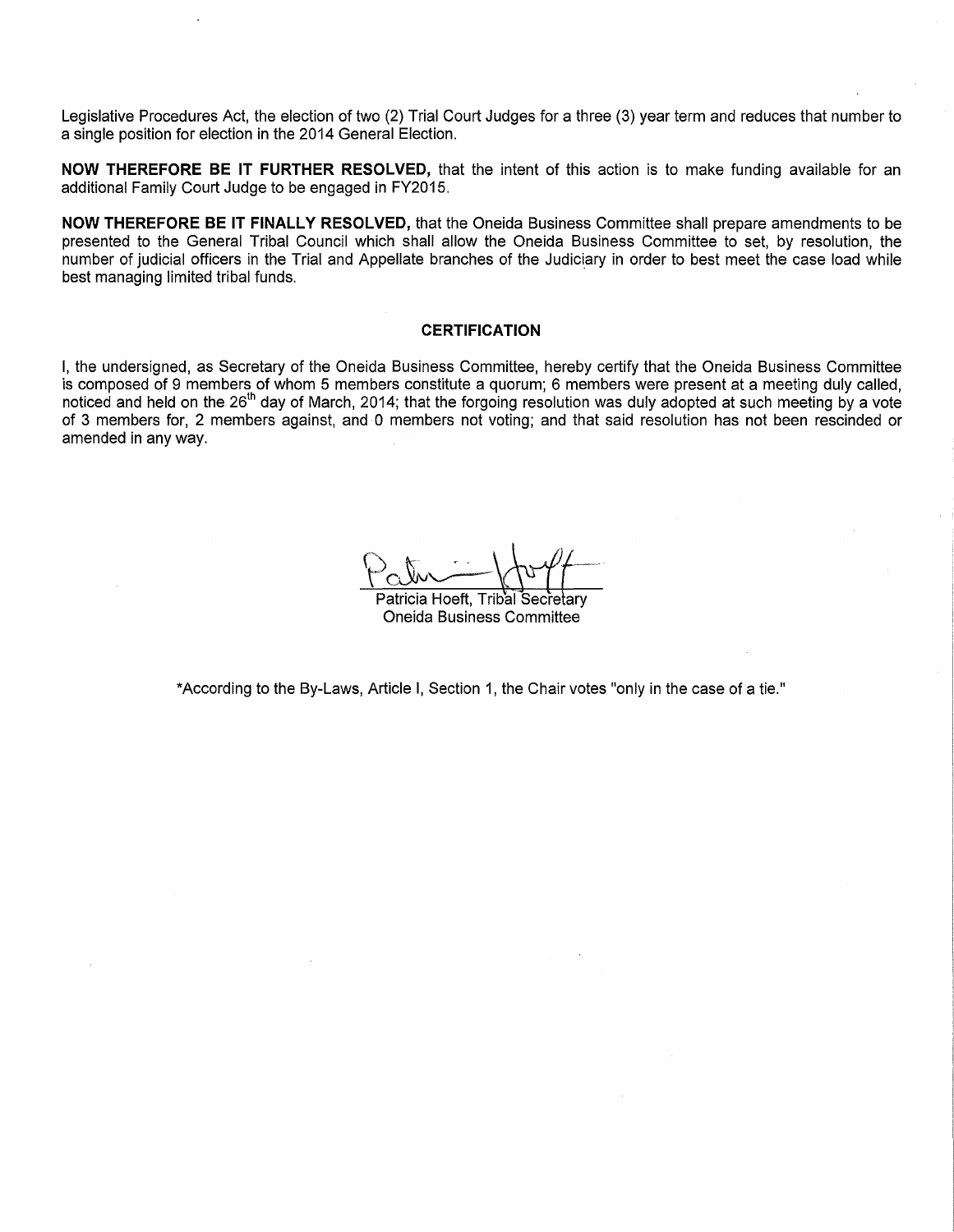Legislative Procedures Act, the election of two (2) Trial Court Judges for a three (3) year term and reduces that number to a single position for election in the 2014 General Election.

**NOW THEREFORE BE IT FURTHER RESOLVED,** that the intent of this action is to make funding available for an additional Family Court Judge to be engaged in FY2015.

**NOW THEREFORE BE IT FINALLY RESOLVED,** that the Oneida Business Committee shall prepare amendments to be presented to the General Tribal Council which shall allow the Oneida Business Committee to set, by resolution, the number of judicial officers in the Trial and Appellate branches of the Judiciary in order to best meet the case load while best managing limited tribal funds.

## CERTIFICATION

I, the undersigned, as Secretary of the Oneida Business Committee, hereby certify that the Oneida Business Committee is composed of 9 members of whom 5 members constitute a quorum; 6 members were present at a meeting duly called, noticed and held on the 26th day of March, 2014; that the forgoing resolution was duly adopted at such meeting by a vote of 3 members for, 2 members against, and 0 members not voting; and that said resolution has not been rescinded or amended in any way.

Patricia Hoeft, Tribal Secretary
Oneida Business Committee

*According to the By-Laws, Article I, Section 1, the Chair votes "only in the case of a tie."